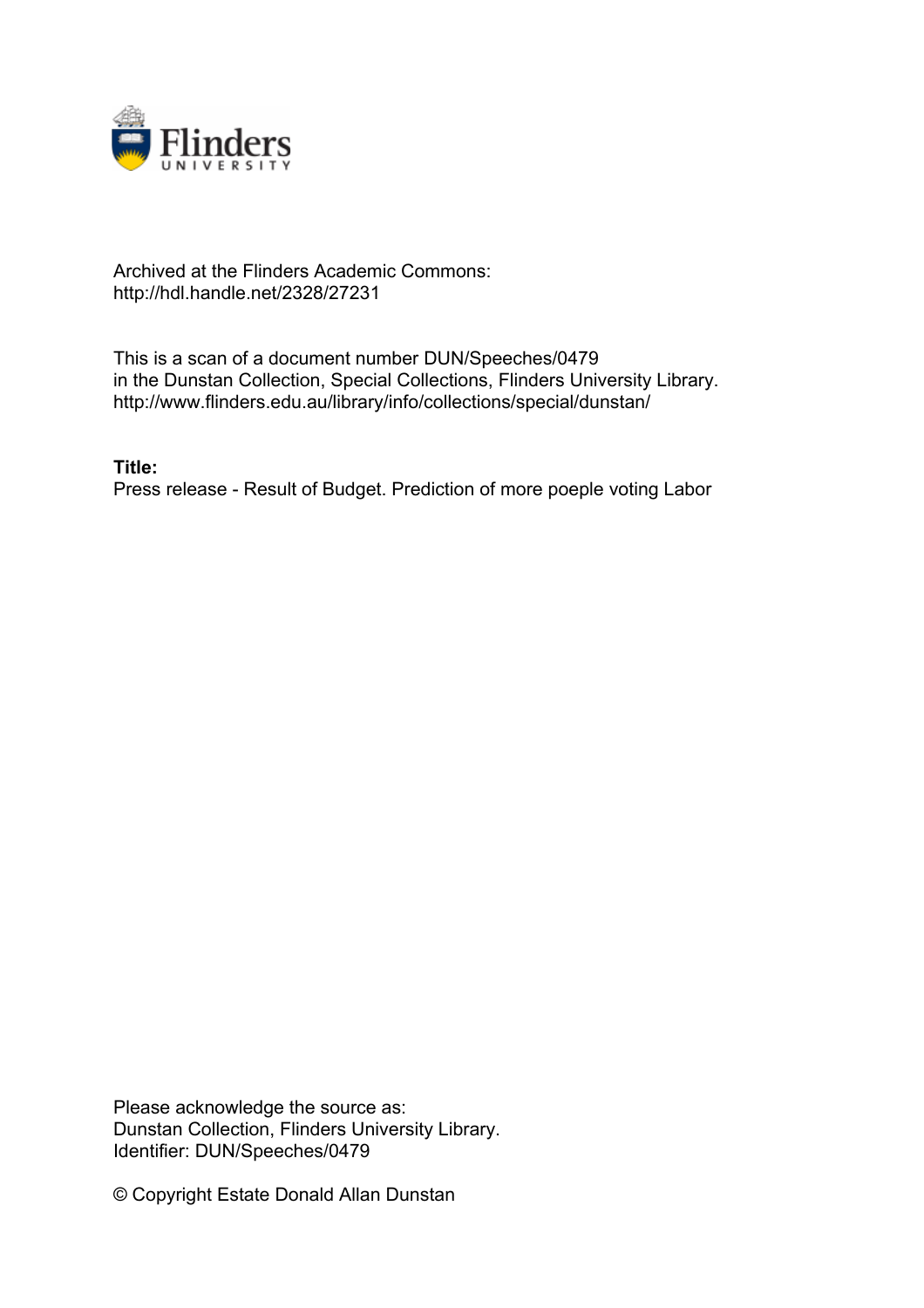Archived at the Flinders Academic Commons:
http://hdl.handle.net/2328/27231

This is a scan of a document number DUN/Speeches/0479
in the Dunstan Collection, Special Collections, Flinders University Library.
http://www.flinders.edu.au/library/info/collections/special/dunstan/

**Title:**
Press release - Result of Budget. Prediction of more poeple voting Labor

Please acknowledge the source as:
Dunstan Collection, Flinders University Library.
Identifier: DUN/Speeches/0479

© Copyright Estate Donald Allan Dunstan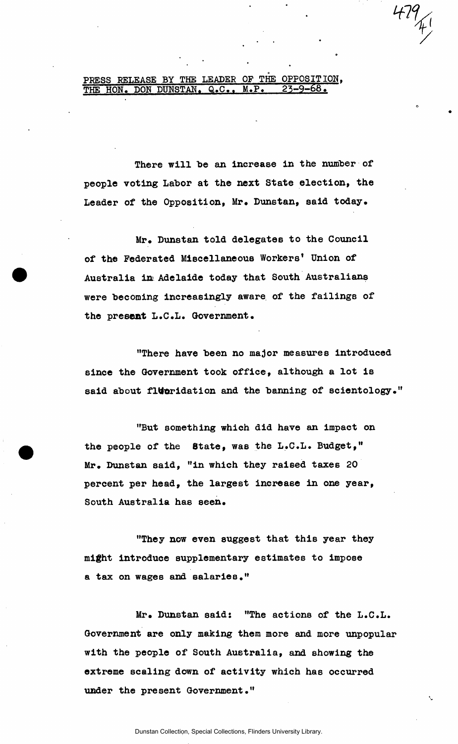PRESS RELEASE BY THE LEADER OF THE OPPOSITION, THE HON. DON DUNSTAN, Q.C., M.P. 23-9-68.

There will be an increase in the number of people voting Labor at the next State election, the Leader of the Opposition, Mr. Dunstan, said today.

Mr. Dunstan told delegates to the Council of the Federated Miscellaneous Workers' Union of Australia in Adelaide today that South Australians were becoming increasingly aware of the failings of the present L.C.L. Government.

"There have been no major measures introduced since the Government took office, although a lot is said about fluoridation and the banning of scientology."

"But something which did have an impact on the people of the State, was the L.C.L. Budget," Mr. Dunstan said, "in which they raised taxes 20 percent per head, the largest increase in one year, South Australia has seen.

"They now even suggest that this year they might introduce supplementary estimates to impose a tax on wages and salaries."

Mr. Dunstan said: "The actions of the L.C.L. Government are only making them more and more unpopular with the people of South Australia, and showing the extreme scaling down of activity which has occurred under the present Government."

Dunstan Collection, Special Collections, Flinders University Library.